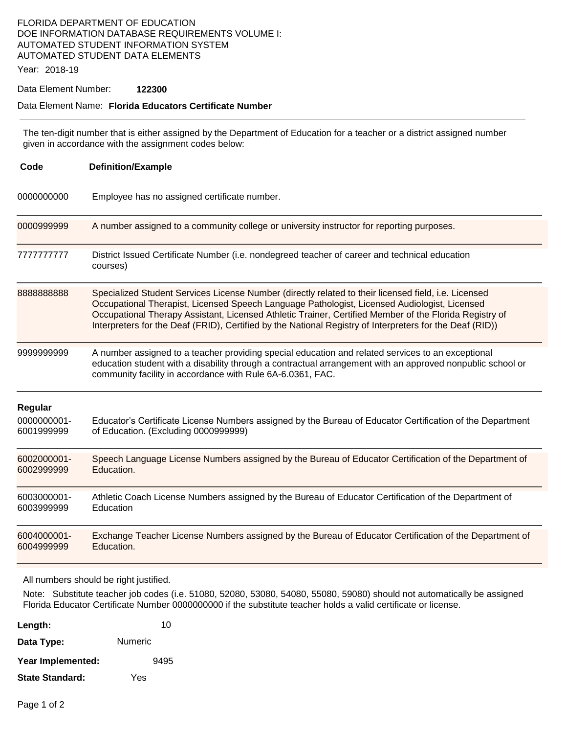FLORIDA DEPARTMENT OF EDUCATION
DOE INFORMATION DATABASE REQUIREMENTS VOLUME I:
AUTOMATED STUDENT INFORMATION SYSTEM
AUTOMATED STUDENT DATA ELEMENTS

Year: 2018-19

Data Element Number: **122300**

Data Element Name: **Florida Educators Certificate Number**

---

The ten-digit number that is either assigned by the Department of Education for a teacher or a district assigned number given in accordance with the assignment codes below:

| Code | Definition/Example |
|---|---|
| 0000000000 | Employee has no assigned certificate number. |
| 0000999999 | A number assigned to a community college or university instructor for reporting purposes. |
| 7777777777 | District Issued Certificate Number (i.e. nondegreed teacher of career and technical education courses) |
| 8888888888 | Specialized Student Services License Number (directly related to their licensed field, i.e. Licensed Occupational Therapist, Licensed Speech Language Pathologist, Licensed Audiologist, Licensed Occupational Therapy Assistant, Licensed Athletic Trainer, Certified Member of the Florida Registry of Interpreters for the Deaf (FRID), Certified by the National Registry of Interpreters for the Deaf (RID)) |
| 9999999999 | A number assigned to a teacher providing special education and related services to an exceptional education student with a disability through a contractual arrangement with an approved nonpublic school or community facility in accordance with Rule 6A-6.0361, FAC. |
| **Regular** | |
| 0000000001-6001999999 | Educator's Certificate License Numbers assigned by the Bureau of Educator Certification of the Department of Education. (Excluding 0000999999) |
| 6002000001-6002999999 | Speech Language License Numbers assigned by the Bureau of Educator Certification of the Department of Education. |
| 6003000001-6003999999 | Athletic Coach License Numbers assigned by the Bureau of Educator Certification of the Department of Education |
| 6004000001-6004999999 | Exchange Teacher License Numbers assigned by the Bureau of Educator Certification of the Department of Education. |

All numbers should be right justified.

Note: Substitute teacher job codes (i.e. 51080, 52080, 53080, 54080, 55080, 59080) should not automatically be assigned Florida Educator Certificate Number 0000000000 if the substitute teacher holds a valid certificate or license.

**Length:** 10

**Data Type:** Numeric

**Year Implemented:** 9495

**State Standard:** Yes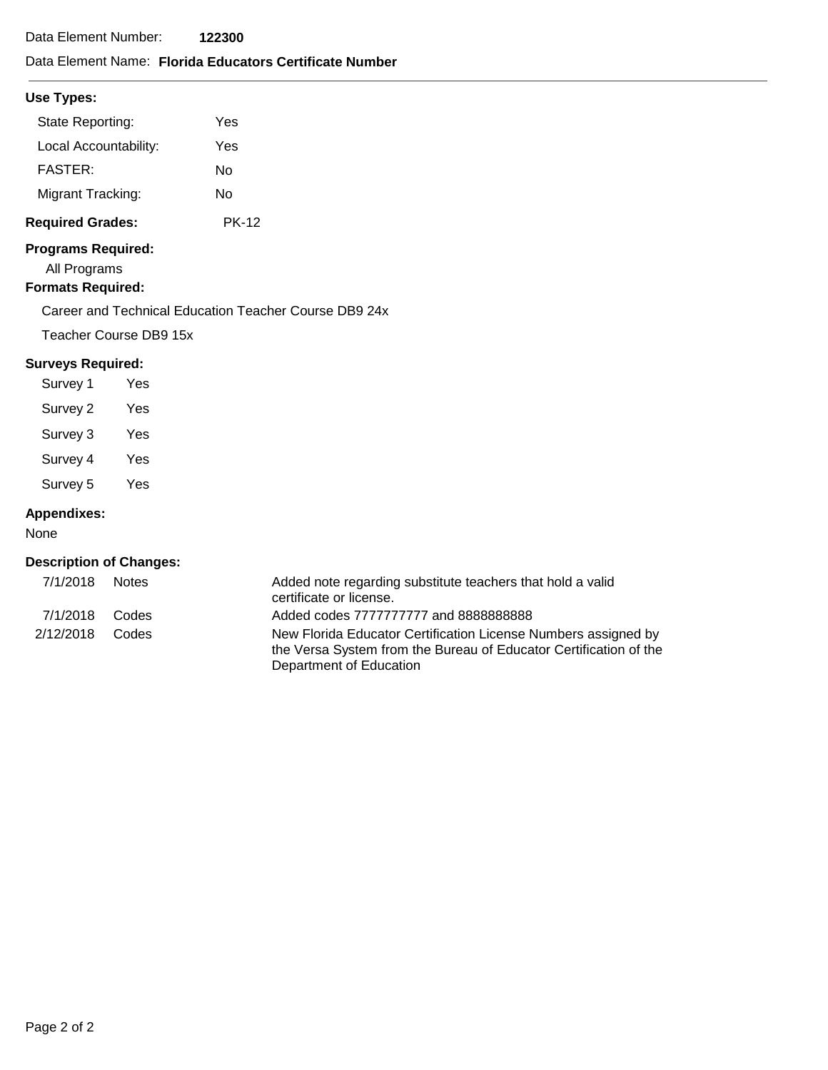Data Element Number: **122300**

Data Element Name: **Florida Educators Certificate Number**

---

### Use Types:

| | |
|---|---|
| State Reporting: | Yes |
| Local Accountability: | Yes |
| FASTER: | No |
| Migrant Tracking: | No |

**Required Grades:** PK-12

### Programs Required:

All Programs

### Formats Required:

Career and Technical Education Teacher Course DB9 24x

Teacher Course DB9 15x

### Surveys Required:

| | |
|---|---|
| Survey 1 | Yes |
| Survey 2 | Yes |
| Survey 3 | Yes |
| Survey 4 | Yes |
| Survey 5 | Yes |

### Appendixes:

None

### Description of Changes:

| | | |
|---|---|---|
| 7/1/2018 | Notes | Added note regarding substitute teachers that hold a valid certificate or license. |
| 7/1/2018 | Codes | Added codes 7777777777 and 8888888888 |
| 2/12/2018 | Codes | New Florida Educator Certification License Numbers assigned by the Versa System from the Bureau of Educator Certification of the Department of Education |